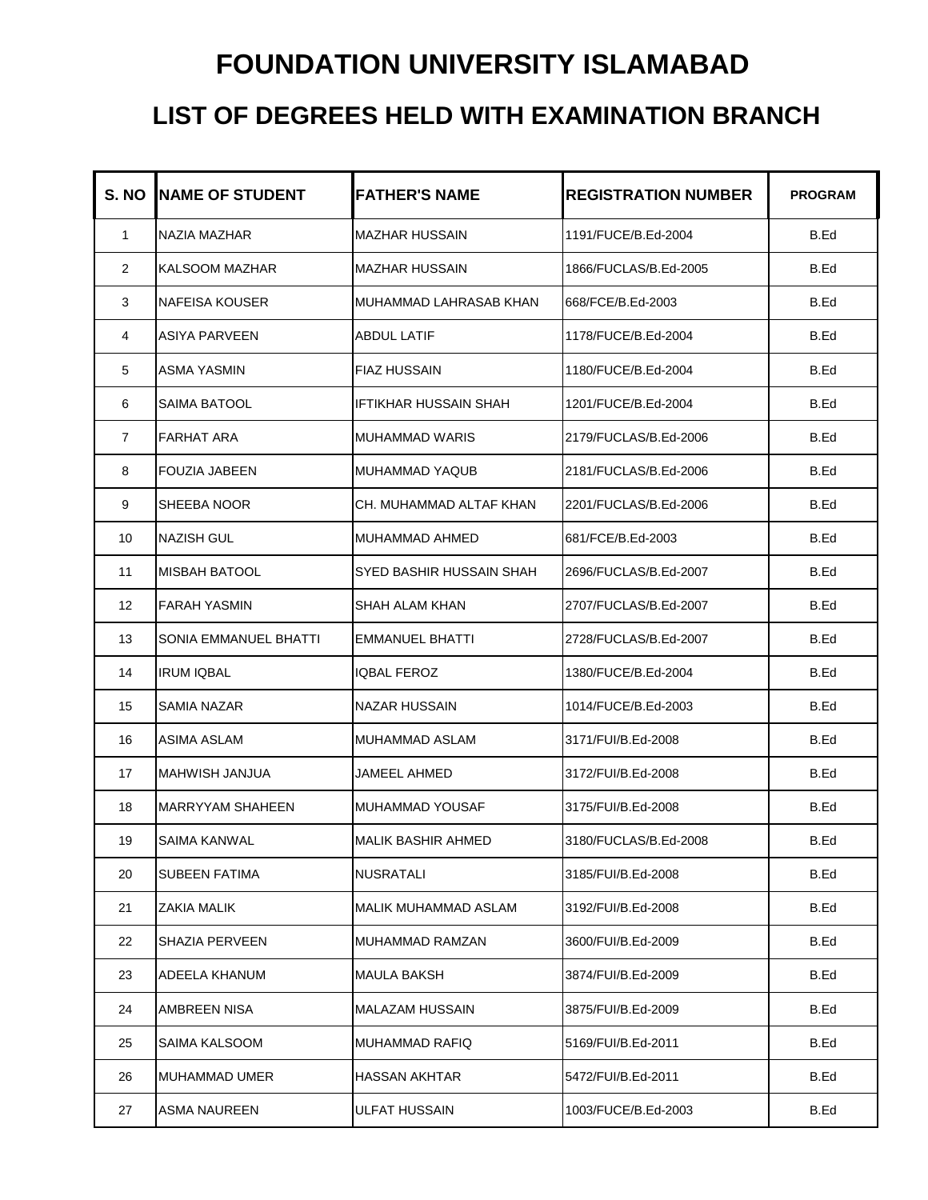# FOUNDATION UNIVERSITY ISLAMABAD

## LIST OF DEGREES HELD WITH EXAMINATION BRANCH

| S. NO | NAME OF STUDENT | FATHER'S NAME | REGISTRATION NUMBER | PROGRAM |
|---|---|---|---|---|
| 1 | NAZIA MAZHAR | MAZHAR HUSSAIN | 1191/FUCE/B.Ed-2004 | B.Ed |
| 2 | KALSOOM MAZHAR | MAZHAR HUSSAIN | 1866/FUCLAS/B.Ed-2005 | B.Ed |
| 3 | NAFEISA KOUSER | MUHAMMAD LAHRASAB KHAN | 668/FCE/B.Ed-2003 | B.Ed |
| 4 | ASIYA PARVEEN | ABDUL LATIF | 1178/FUCE/B.Ed-2004 | B.Ed |
| 5 | ASMA YASMIN | FIAZ HUSSAIN | 1180/FUCE/B.Ed-2004 | B.Ed |
| 6 | SAIMA BATOOL | IFTIKHAR HUSSAIN SHAH | 1201/FUCE/B.Ed-2004 | B.Ed |
| 7 | FARHAT ARA | MUHAMMAD WARIS | 2179/FUCLAS/B.Ed-2006 | B.Ed |
| 8 | FOUZIA JABEEN | MUHAMMAD YAQUB | 2181/FUCLAS/B.Ed-2006 | B.Ed |
| 9 | SHEEBA NOOR | CH. MUHAMMAD ALTAF KHAN | 2201/FUCLAS/B.Ed-2006 | B.Ed |
| 10 | NAZISH GUL | MUHAMMAD AHMED | 681/FCE/B.Ed-2003 | B.Ed |
| 11 | MISBAH BATOOL | SYED BASHIR HUSSAIN SHAH | 2696/FUCLAS/B.Ed-2007 | B.Ed |
| 12 | FARAH YASMIN | SHAH ALAM KHAN | 2707/FUCLAS/B.Ed-2007 | B.Ed |
| 13 | SONIA EMMANUEL BHATTI | EMMANUEL BHATTI | 2728/FUCLAS/B.Ed-2007 | B.Ed |
| 14 | IRUM IQBAL | IQBAL FEROZ | 1380/FUCE/B.Ed-2004 | B.Ed |
| 15 | SAMIA NAZAR | NAZAR HUSSAIN | 1014/FUCE/B.Ed-2003 | B.Ed |
| 16 | ASIMA ASLAM | MUHAMMAD ASLAM | 3171/FUI/B.Ed-2008 | B.Ed |
| 17 | MAHWISH JANJUA | JAMEEL AHMED | 3172/FUI/B.Ed-2008 | B.Ed |
| 18 | MARRYYAM SHAHEEN | MUHAMMAD YOUSAF | 3175/FUI/B.Ed-2008 | B.Ed |
| 19 | SAIMA KANWAL | MALIK BASHIR AHMED | 3180/FUCLAS/B.Ed-2008 | B.Ed |
| 20 | SUBEEN FATIMA | NUSRATALI | 3185/FUI/B.Ed-2008 | B.Ed |
| 21 | ZAKIA MALIK | MALIK MUHAMMAD ASLAM | 3192/FUI/B.Ed-2008 | B.Ed |
| 22 | SHAZIA PERVEEN | MUHAMMAD RAMZAN | 3600/FUI/B.Ed-2009 | B.Ed |
| 23 | ADEELA KHANUM | MAULA BAKSH | 3874/FUI/B.Ed-2009 | B.Ed |
| 24 | AMBREEN NISA | MALAZAM HUSSAIN | 3875/FUI/B.Ed-2009 | B.Ed |
| 25 | SAIMA KALSOOM | MUHAMMAD RAFIQ | 5169/FUI/B.Ed-2011 | B.Ed |
| 26 | MUHAMMAD UMER | HASSAN AKHTAR | 5472/FUI/B.Ed-2011 | B.Ed |
| 27 | ASMA NAUREEN | ULFAT HUSSAIN | 1003/FUCE/B.Ed-2003 | B.Ed |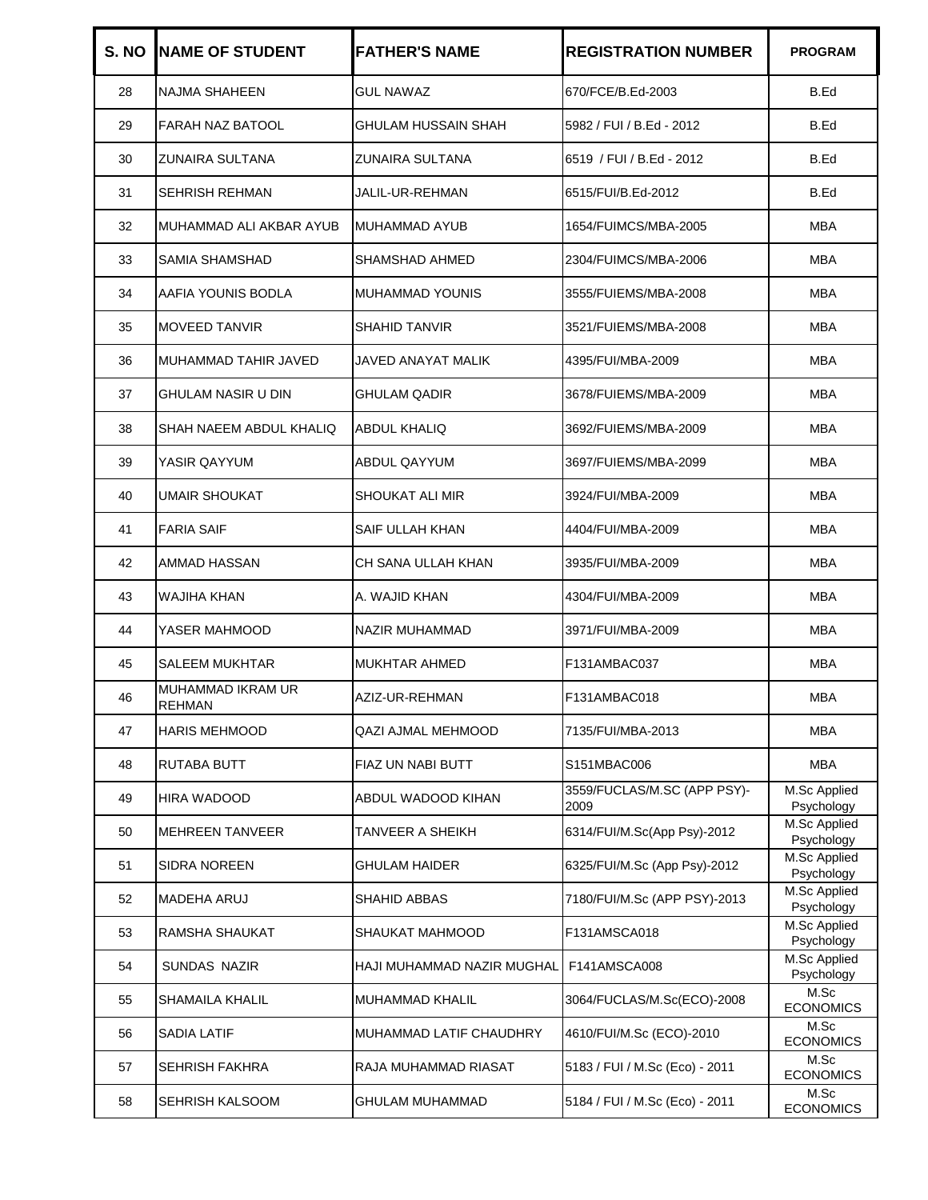| S. NO | NAME OF STUDENT | FATHER'S NAME | REGISTRATION NUMBER | PROGRAM |
|---|---|---|---|---|
| 28 | NAJMA SHAHEEN | GUL NAWAZ | 670/FCE/B.Ed-2003 | B.Ed |
| 29 | FARAH NAZ BATOOL | GHULAM HUSSAIN SHAH | 5982 / FUI / B.Ed - 2012 | B.Ed |
| 30 | ZUNAIRA SULTANA | ZUNAIRA SULTANA | 6519 / FUI / B.Ed - 2012 | B.Ed |
| 31 | SEHRISH REHMAN | JALIL-UR-REHMAN | 6515/FUI/B.Ed-2012 | B.Ed |
| 32 | MUHAMMAD ALI AKBAR AYUB | MUHAMMAD AYUB | 1654/FUIMCS/MBA-2005 | MBA |
| 33 | SAMIA SHAMSHAD | SHAMSHAD AHMED | 2304/FUIMCS/MBA-2006 | MBA |
| 34 | AAFIA YOUNIS BODLA | MUHAMMAD YOUNIS | 3555/FUIEMS/MBA-2008 | MBA |
| 35 | MOVEED TANVIR | SHAHID TANVIR | 3521/FUIEMS/MBA-2008 | MBA |
| 36 | MUHAMMAD TAHIR JAVED | JAVED ANAYAT MALIK | 4395/FUI/MBA-2009 | MBA |
| 37 | GHULAM NASIR U DIN | GHULAM QADIR | 3678/FUIEMS/MBA-2009 | MBA |
| 38 | SHAH NAEEM ABDUL KHALIQ | ABDUL KHALIQ | 3692/FUIEMS/MBA-2009 | MBA |
| 39 | YASIR QAYYUM | ABDUL QAYYUM | 3697/FUIEMS/MBA-2099 | MBA |
| 40 | UMAIR SHOUKAT | SHOUKAT ALI MIR | 3924/FUI/MBA-2009 | MBA |
| 41 | FARIA SAIF | SAIF ULLAH KHAN | 4404/FUI/MBA-2009 | MBA |
| 42 | AMMAD HASSAN | CH SANA ULLAH KHAN | 3935/FUI/MBA-2009 | MBA |
| 43 | WAJIHA KHAN | A. WAJID KHAN | 4304/FUI/MBA-2009 | MBA |
| 44 | YASER MAHMOOD | NAZIR MUHAMMAD | 3971/FUI/MBA-2009 | MBA |
| 45 | SALEEM MUKHTAR | MUKHTAR AHMED | F131AMBAC037 | MBA |
| 46 | MUHAMMAD IKRAM UR REHMAN | AZIZ-UR-REHMAN | F131AMBAC018 | MBA |
| 47 | HARIS MEHMOOD | QAZI AJMAL MEHMOOD | 7135/FUI/MBA-2013 | MBA |
| 48 | RUTABA BUTT | FIAZ UN NABI BUTT | S151MBAC006 | MBA |
| 49 | HIRA WADOOD | ABDUL WADOOD KIHAN | 3559/FUCLAS/M.SC (APP PSY)-2009 | M.Sc Applied Psychology |
| 50 | MEHREEN TANVEER | TANVEER A SHEIKH | 6314/FUI/M.Sc(App Psy)-2012 | M.Sc Applied Psychology |
| 51 | SIDRA NOREEN | GHULAM HAIDER | 6325/FUI/M.Sc (App Psy)-2012 | M.Sc Applied Psychology |
| 52 | MADEHA ARUJ | SHAHID ABBAS | 7180/FUI/M.Sc (APP PSY)-2013 | M.Sc Applied Psychology |
| 53 | RAMSHA SHAUKAT | SHAUKAT MAHMOOD | F131AMSCA018 | M.Sc Applied Psychology |
| 54 | SUNDAS NAZIR | HAJI MUHAMMAD NAZIR MUGHAL | F141AMSCA008 | M.Sc Applied Psychology |
| 55 | SHAMAILA KHALIL | MUHAMMAD KHALIL | 3064/FUCLAS/M.Sc(ECO)-2008 | M.Sc ECONOMICS |
| 56 | SADIA LATIF | MUHAMMAD LATIF CHAUDHRY | 4610/FUI/M.Sc (ECO)-2010 | M.Sc ECONOMICS |
| 57 | SEHRISH FAKHRA | RAJA MUHAMMAD RIASAT | 5183 / FUI / M.Sc (Eco) - 2011 | M.Sc ECONOMICS |
| 58 | SEHRISH KALSOOM | GHULAM MUHAMMAD | 5184 / FUI / M.Sc (Eco) - 2011 | M.Sc ECONOMICS |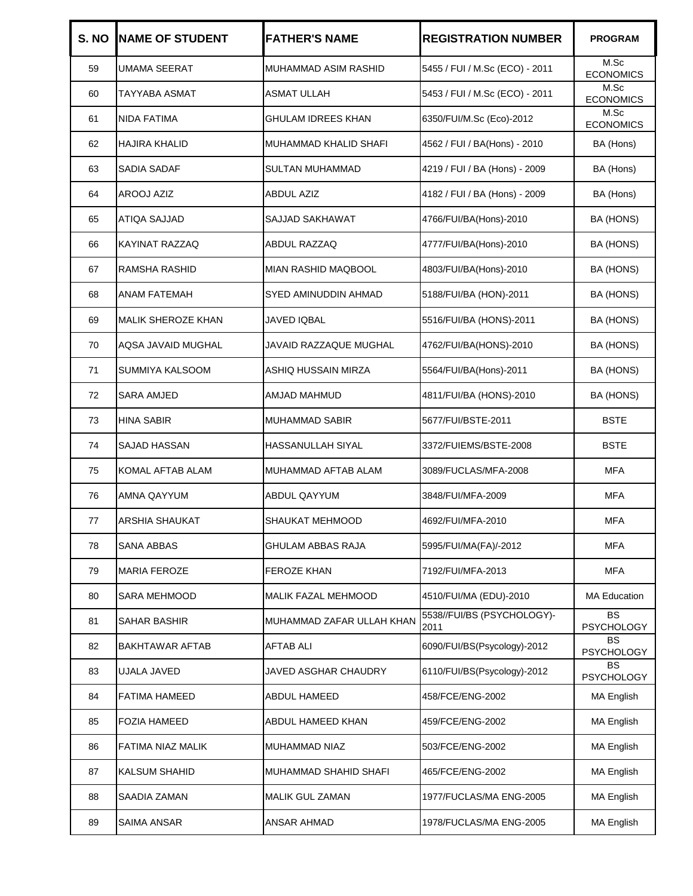| S. NO | NAME OF STUDENT | FATHER'S NAME | REGISTRATION NUMBER | PROGRAM |
|---|---|---|---|---|
| 59 | UMAMA SEERAT | MUHAMMAD ASIM RASHID | 5455 / FUI / M.Sc (ECO) - 2011 | M.Sc ECONOMICS |
| 60 | TAYYABA ASMAT | ASMAT ULLAH | 5453 / FUI / M.Sc (ECO) - 2011 | M.Sc ECONOMICS |
| 61 | NIDA FATIMA | GHULAM IDREES KHAN | 6350/FUI/M.Sc (Eco)-2012 | M.Sc ECONOMICS |
| 62 | HAJIRA KHALID | MUHAMMAD KHALID SHAFI | 4562 / FUI / BA(Hons) - 2010 | BA (Hons) |
| 63 | SADIA SADAF | SULTAN MUHAMMAD | 4219 / FUI / BA (Hons) - 2009 | BA (Hons) |
| 64 | AROOJ AZIZ | ABDUL AZIZ | 4182 / FUI / BA (Hons) - 2009 | BA (Hons) |
| 65 | ATIQA SAJJAD | SAJJAD SAKHAWAT | 4766/FUI/BA(Hons)-2010 | BA (HONS) |
| 66 | KAYINAT RAZZAQ | ABDUL RAZZAQ | 4777/FUI/BA(Hons)-2010 | BA (HONS) |
| 67 | RAMSHA RASHID | MIAN RASHID MAQBOOL | 4803/FUI/BA(Hons)-2010 | BA (HONS) |
| 68 | ANAM FATEMAH | SYED AMINUDDIN AHMAD | 5188/FUI/BA (HON)-2011 | BA (HONS) |
| 69 | MALIK SHEROZE KHAN | JAVED IQBAL | 5516/FUI/BA (HONS)-2011 | BA (HONS) |
| 70 | AQSA JAVAID MUGHAL | JAVAID RAZZAQUE MUGHAL | 4762/FUI/BA(HONS)-2010 | BA (HONS) |
| 71 | SUMMIYA KALSOOM | ASHIQ HUSSAIN MIRZA | 5564/FUI/BA(Hons)-2011 | BA (HONS) |
| 72 | SARA AMJED | AMJAD MAHMUD | 4811/FUI/BA (HONS)-2010 | BA (HONS) |
| 73 | HINA SABIR | MUHAMMAD SABIR | 5677/FUI/BSTE-2011 | BSTE |
| 74 | SAJAD HASSAN | HASSANULLAH SIYAL | 3372/FUIEMS/BSTE-2008 | BSTE |
| 75 | KOMAL AFTAB ALAM | MUHAMMAD AFTAB ALAM | 3089/FUCLAS/MFA-2008 | MFA |
| 76 | AMNA QAYYUM | ABDUL QAYYUM | 3848/FUI/MFA-2009 | MFA |
| 77 | ARSHIA SHAUKAT | SHAUKAT MEHMOOD | 4692/FUI/MFA-2010 | MFA |
| 78 | SANA ABBAS | GHULAM ABBAS RAJA | 5995/FUI/MA(FA)/-2012 | MFA |
| 79 | MARIA FEROZE | FEROZE KHAN | 7192/FUI/MFA-2013 | MFA |
| 80 | SARA MEHMOOD | MALIK FAZAL MEHMOOD | 4510/FUI/MA (EDU)-2010 | MA Education |
| 81 | SAHAR BASHIR | MUHAMMAD ZAFAR ULLAH KHAN | 5538//FUI/BS (PSYCHOLOGY)-2011 | BS PSYCHOLOGY |
| 82 | BAKHTAWAR AFTAB | AFTAB ALI | 6090/FUI/BS(Psycology)-2012 | BS PSYCHOLOGY |
| 83 | UJALA JAVED | JAVED ASGHAR CHAUDRY | 6110/FUI/BS(Psycology)-2012 | BS PSYCHOLOGY |
| 84 | FATIMA HAMEED | ABDUL HAMEED | 458/FCE/ENG-2002 | MA English |
| 85 | FOZIA HAMEED | ABDUL HAMEED KHAN | 459/FCE/ENG-2002 | MA English |
| 86 | FATIMA NIAZ MALIK | MUHAMMAD NIAZ | 503/FCE/ENG-2002 | MA English |
| 87 | KALSUM SHAHID | MUHAMMAD SHAHID SHAFI | 465/FCE/ENG-2002 | MA English |
| 88 | SAADIA ZAMAN | MALIK GUL ZAMAN | 1977/FUCLAS/MA ENG-2005 | MA English |
| 89 | SAIMA ANSAR | ANSAR AHMAD | 1978/FUCLAS/MA ENG-2005 | MA English |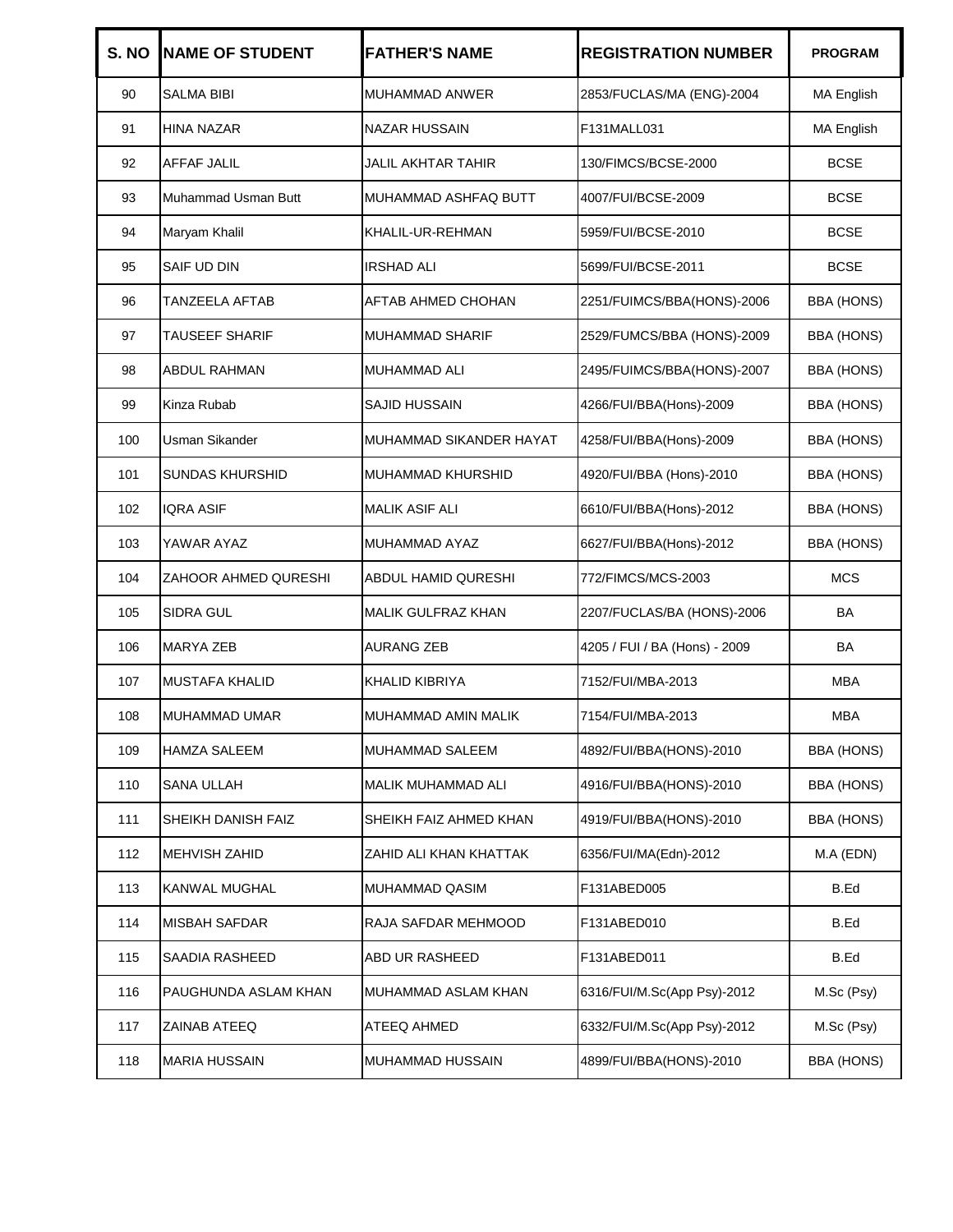| S. NO | NAME OF STUDENT | FATHER'S NAME | REGISTRATION NUMBER | PROGRAM |
|---|---|---|---|---|
| 90 | SALMA BIBI | MUHAMMAD ANWER | 2853/FUCLAS/MA (ENG)-2004 | MA English |
| 91 | HINA NAZAR | NAZAR HUSSAIN | F131MALL031 | MA English |
| 92 | AFFAF JALIL | JALIL AKHTAR TAHIR | 130/FIMCS/BCSE-2000 | BCSE |
| 93 | Muhammad Usman Butt | MUHAMMAD ASHFAQ BUTT | 4007/FUI/BCSE-2009 | BCSE |
| 94 | Maryam Khalil | KHALIL-UR-REHMAN | 5959/FUI/BCSE-2010 | BCSE |
| 95 | SAIF UD DIN | IRSHAD ALI | 5699/FUI/BCSE-2011 | BCSE |
| 96 | TANZEELA AFTAB | AFTAB AHMED CHOHAN | 2251/FUIMCS/BBA(HONS)-2006 | BBA (HONS) |
| 97 | TAUSEEF SHARIF | MUHAMMAD SHARIF | 2529/FUMCS/BBA (HONS)-2009 | BBA (HONS) |
| 98 | ABDUL RAHMAN | MUHAMMAD ALI | 2495/FUIMCS/BBA(HONS)-2007 | BBA (HONS) |
| 99 | Kinza Rubab | SAJID HUSSAIN | 4266/FUI/BBA(Hons)-2009 | BBA (HONS) |
| 100 | Usman Sikander | MUHAMMAD SIKANDER HAYAT | 4258/FUI/BBA(Hons)-2009 | BBA (HONS) |
| 101 | SUNDAS KHURSHID | MUHAMMAD KHURSHID | 4920/FUI/BBA (Hons)-2010 | BBA (HONS) |
| 102 | IQRA ASIF | MALIK ASIF ALI | 6610/FUI/BBA(Hons)-2012 | BBA (HONS) |
| 103 | YAWAR AYAZ | MUHAMMAD AYAZ | 6627/FUI/BBA(Hons)-2012 | BBA (HONS) |
| 104 | ZAHOOR AHMED QURESHI | ABDUL HAMID QURESHI | 772/FIMCS/MCS-2003 | MCS |
| 105 | SIDRA GUL | MALIK GULFRAZ KHAN | 2207/FUCLAS/BA (HONS)-2006 | BA |
| 106 | MARYA ZEB | AURANG ZEB | 4205 / FUI / BA (Hons) - 2009 | BA |
| 107 | MUSTAFA KHALID | KHALID KIBRIYA | 7152/FUI/MBA-2013 | MBA |
| 108 | MUHAMMAD UMAR | MUHAMMAD AMIN MALIK | 7154/FUI/MBA-2013 | MBA |
| 109 | HAMZA SALEEM | MUHAMMAD SALEEM | 4892/FUI/BBA(HONS)-2010 | BBA (HONS) |
| 110 | SANA ULLAH | MALIK MUHAMMAD ALI | 4916/FUI/BBA(HONS)-2010 | BBA (HONS) |
| 111 | SHEIKH DANISH FAIZ | SHEIKH FAIZ AHMED KHAN | 4919/FUI/BBA(HONS)-2010 | BBA (HONS) |
| 112 | MEHVISH ZAHID | ZAHID ALI KHAN KHATTAK | 6356/FUI/MA(Edn)-2012 | M.A (EDN) |
| 113 | KANWAL MUGHAL | MUHAMMAD QASIM | F131ABED005 | B.Ed |
| 114 | MISBAH SAFDAR | RAJA SAFDAR MEHMOOD | F131ABED010 | B.Ed |
| 115 | SAADIA RASHEED | ABD UR RASHEED | F131ABED011 | B.Ed |
| 116 | PAUGHUNDA ASLAM KHAN | MUHAMMAD ASLAM KHAN | 6316/FUI/M.Sc(App Psy)-2012 | M.Sc (Psy) |
| 117 | ZAINAB ATEEQ | ATEEQ AHMED | 6332/FUI/M.Sc(App Psy)-2012 | M.Sc (Psy) |
| 118 | MARIA HUSSAIN | MUHAMMAD HUSSAIN | 4899/FUI/BBA(HONS)-2010 | BBA (HONS) |